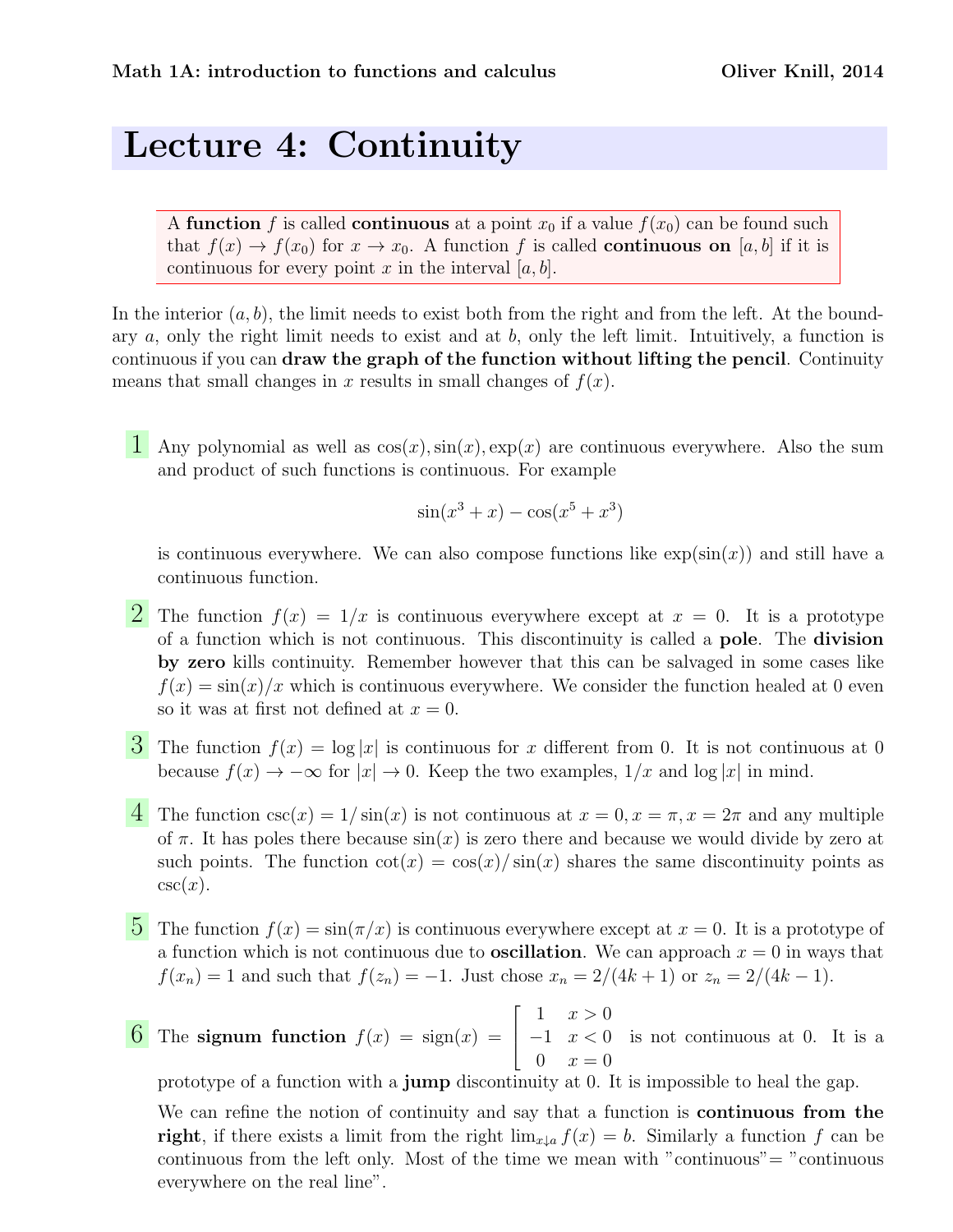Math 1A: introduction to functions and calculus — Oliver Knill, 2014

# Lecture 4: Continuity

> A **function** $f$ is called **continuous** at a point $x_0$ if a value $f(x_0)$ can be found such that $f(x) \to f(x_0)$ for $x \to x_0$. A function $f$ is called **continuous on** $[a, b]$ if it is continuous for every point $x$ in the interval $[a, b]$.

In the interior $(a, b)$, the limit needs to exist both from the right and from the left. At the boundary $a$, only the right limit needs to exist and at $b$, only the left limit. Intuitively, a function is continuous if you can **draw the graph of the function without lifting the pencil**. Continuity means that small changes in $x$ results in small changes of $f(x)$.

**1** Any polynomial as well as $\cos(x), \sin(x), \exp(x)$ are continuous everywhere. Also the sum and product of such functions is continuous. For example

$$\sin(x^3 + x) - \cos(x^5 + x^3)$$

is continuous everywhere. We can also compose functions like $\exp(\sin(x))$ and still have a continuous function.

**2** The function $f(x) = 1/x$ is continuous everywhere except at $x = 0$. It is a prototype of a function which is not continuous. This discontinuity is called a **pole**. The **division by zero** kills continuity. Remember however that this can be salvaged in some cases like $f(x) = \sin(x)/x$ which is continuous everywhere. We consider the function healed at 0 even so it was at first not defined at $x = 0$.

**3** The function $f(x) = \log |x|$ is continuous for $x$ different from 0. It is not continuous at 0 because $f(x) \to -\infty$ for $|x| \to 0$. Keep the two examples, $1/x$ and $\log |x|$ in mind.

**4** The function $\csc(x) = 1/\sin(x)$ is not continuous at $x = 0, x = \pi, x = 2\pi$ and any multiple of $\pi$. It has poles there because $\sin(x)$ is zero there and because we would divide by zero at such points. The function $\cot(x) = \cos(x)/\sin(x)$ shares the same discontinuity points as $\csc(x)$.

**5** The function $f(x) = \sin(\pi/x)$ is continuous everywhere except at $x = 0$. It is a prototype of a function which is not continuous due to **oscillation**. We can approach $x = 0$ in ways that $f(x_n) = 1$ and such that $f(z_n) = -1$. Just chose $x_n = 2/(4k + 1)$ or $z_n = 2/(4k - 1)$.

**6** The **signum function** $f(x) = \text{sign}(x) = \begin{bmatrix} 1 & x > 0 \\ -1 & x < 0 \\ 0 & x = 0 \end{bmatrix}$ is not continuous at 0. It is a prototype of a function with a **jump** discontinuity at 0. It is impossible to heal the gap.

We can refine the notion of continuity and say that a function is **continuous from the right**, if there exists a limit from the right $\lim_{x \downarrow a} f(x) = b$. Similarly a function $f$ can be continuous from the left only. Most of the time we mean with "continuous"= "continuous everywhere on the real line".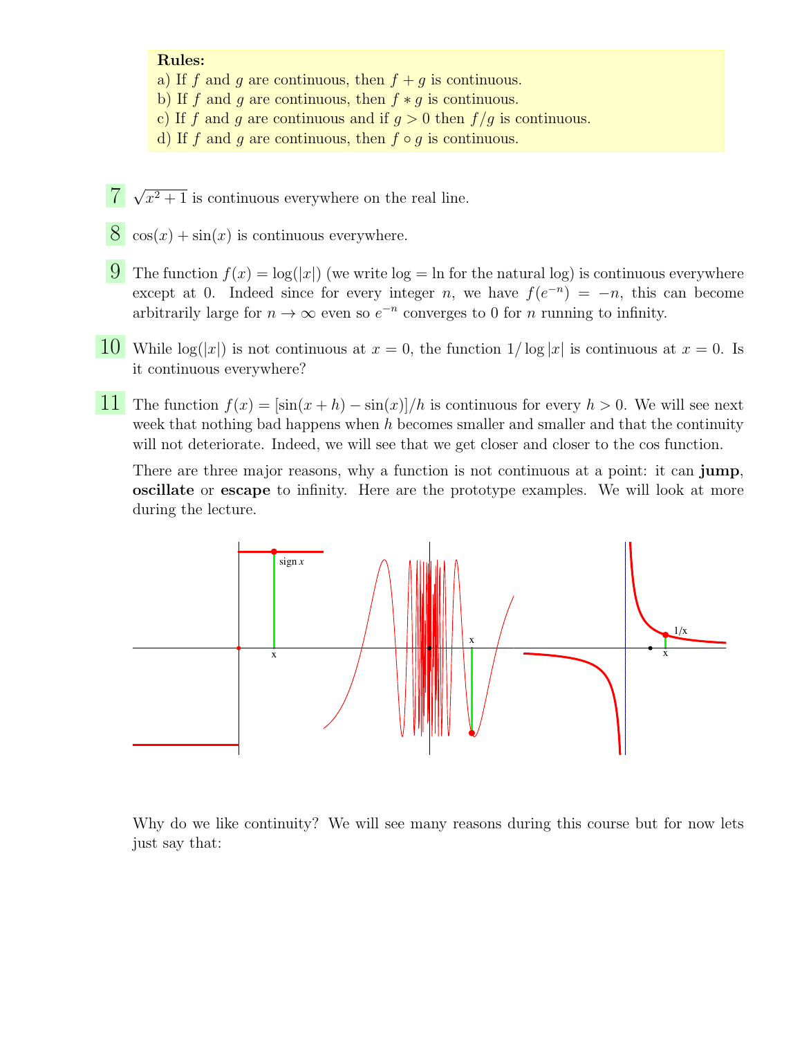**Rules:**

a) If $f$ and $g$ are continuous, then $f + g$ is continuous.
b) If $f$ and $g$ are continuous, then $f * g$ is continuous.
c) If $f$ and $g$ are continuous and if $g > 0$ then $f/g$ is continuous.
d) If $f$ and $g$ are continuous, then $f \circ g$ is continuous.

**7** $\sqrt{x^2 + 1}$ is continuous everywhere on the real line.

**8** $\cos(x) + \sin(x)$ is continuous everywhere.

**9** The function $f(x) = \log(|x|)$ (we write $\log = \ln$ for the natural log) is continuous everywhere except at 0. Indeed since for every integer $n$, we have $f(e^{-n}) = -n$, this can become arbitrarily large for $n \to \infty$ even so $e^{-n}$ converges to 0 for $n$ running to infinity.

**10** While $\log(|x|)$ is not continuous at $x = 0$, the function $1/\log|x|$ is continuous at $x = 0$. Is it continuous everywhere?

**11** The function $f(x) = [\sin(x + h) - \sin(x)]/h$ is continuous for every $h > 0$. We will see next week that nothing bad happens when $h$ becomes smaller and smaller and that the continuity will not deteriorate. Indeed, we will see that we get closer and closer to the cos function.

There are three major reasons, why a function is not continuous at a point: it can **jump**, **oscillate** or **escape** to infinity. Here are the prototype examples. We will look at more during the lecture.

Why do we like continuity? We will see many reasons during this course but for now lets just say that: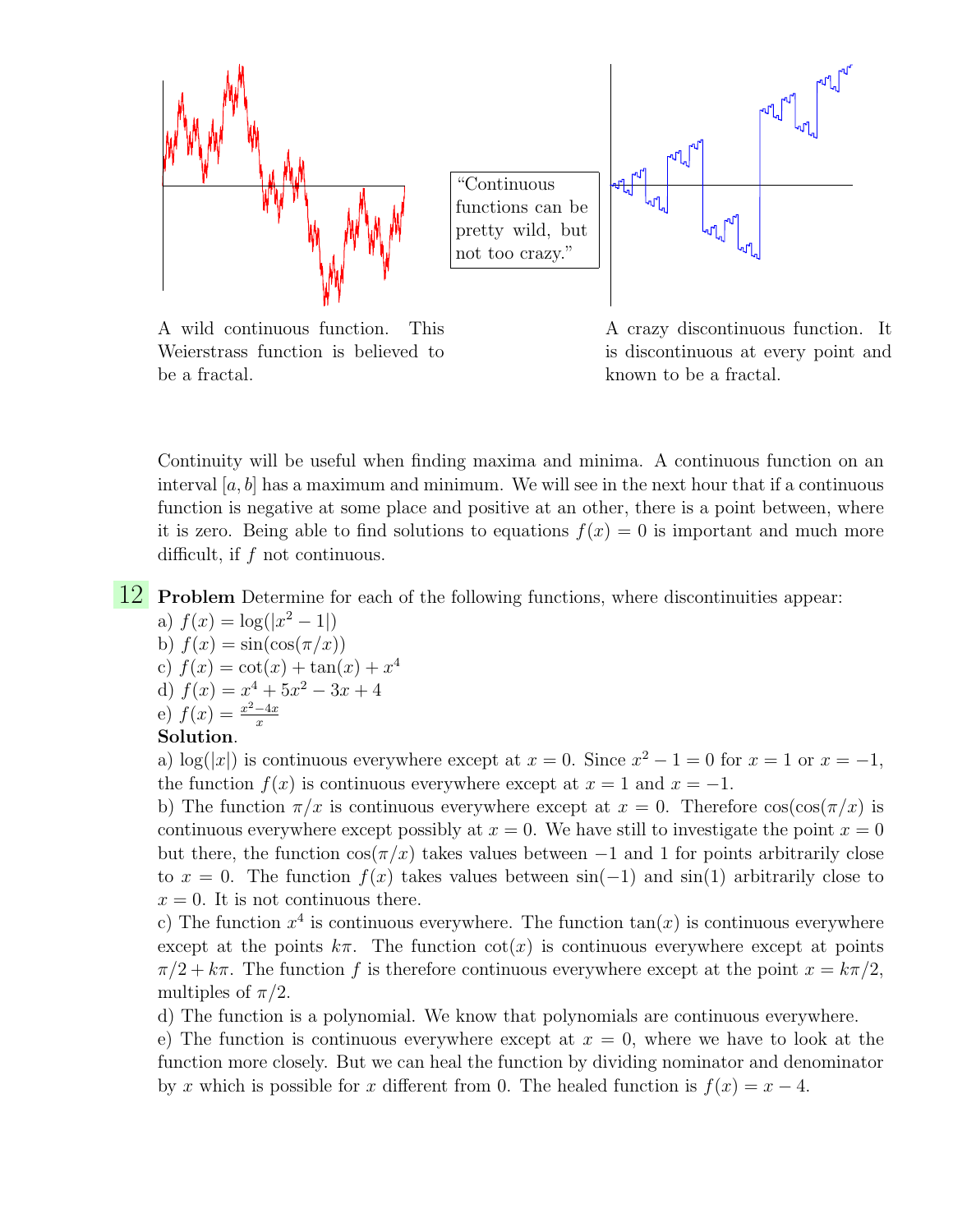A wild continuous function. This Weierstrass function is believed to be a fractal.

"Continuous functions can be pretty wild, but not too crazy."

A crazy discontinuous function. It is discontinuous at every point and known to be a fractal.

Continuity will be useful when finding maxima and minima. A continuous function on an interval $[a, b]$ has a maximum and minimum. We will see in the next hour that if a continuous function is negative at some place and positive at an other, there is a point between, where it is zero. Being able to find solutions to equations $f(x) = 0$ is important and much more difficult, if $f$ not continuous.

**12** **Problem** Determine for each of the following functions, where discontinuities appear:

a) $f(x) = \log(|x^2 - 1|)$
b) $f(x) = \sin(\cos(\pi/x))$
c) $f(x) = \cot(x) + \tan(x) + x^4$
d) $f(x) = x^4 + 5x^2 - 3x + 4$
e) $f(x) = \frac{x^2-4x}{x}$

**Solution**.

a) $\log(|x|)$ is continuous everywhere except at $x = 0$. Since $x^2 - 1 = 0$ for $x = 1$ or $x = -1$, the function $f(x)$ is continuous everywhere except at $x = 1$ and $x = -1$.

b) The function $\pi/x$ is continuous everywhere except at $x = 0$. Therefore $\cos(\cos(\pi/x)$ is continuous everywhere except possibly at $x = 0$. We have still to investigate the point $x = 0$ but there, the function $\cos(\pi/x)$ takes values between $-1$ and $1$ for points arbitrarily close to $x = 0$. The function $f(x)$ takes values between $\sin(-1)$ and $\sin(1)$ arbitrarily close to $x = 0$. It is not continuous there.

c) The function $x^4$ is continuous everywhere. The function $\tan(x)$ is continuous everywhere except at the points $k\pi$. The function $\cot(x)$ is continuous everywhere except at points $\pi/2 + k\pi$. The function $f$ is therefore continuous everywhere except at the point $x = k\pi/2$, multiples of $\pi/2$.

d) The function is a polynomial. We know that polynomials are continuous everywhere.

e) The function is continuous everywhere except at $x = 0$, where we have to look at the function more closely. But we can heal the function by dividing nominator and denominator by $x$ which is possible for $x$ different from 0. The healed function is $f(x) = x - 4$.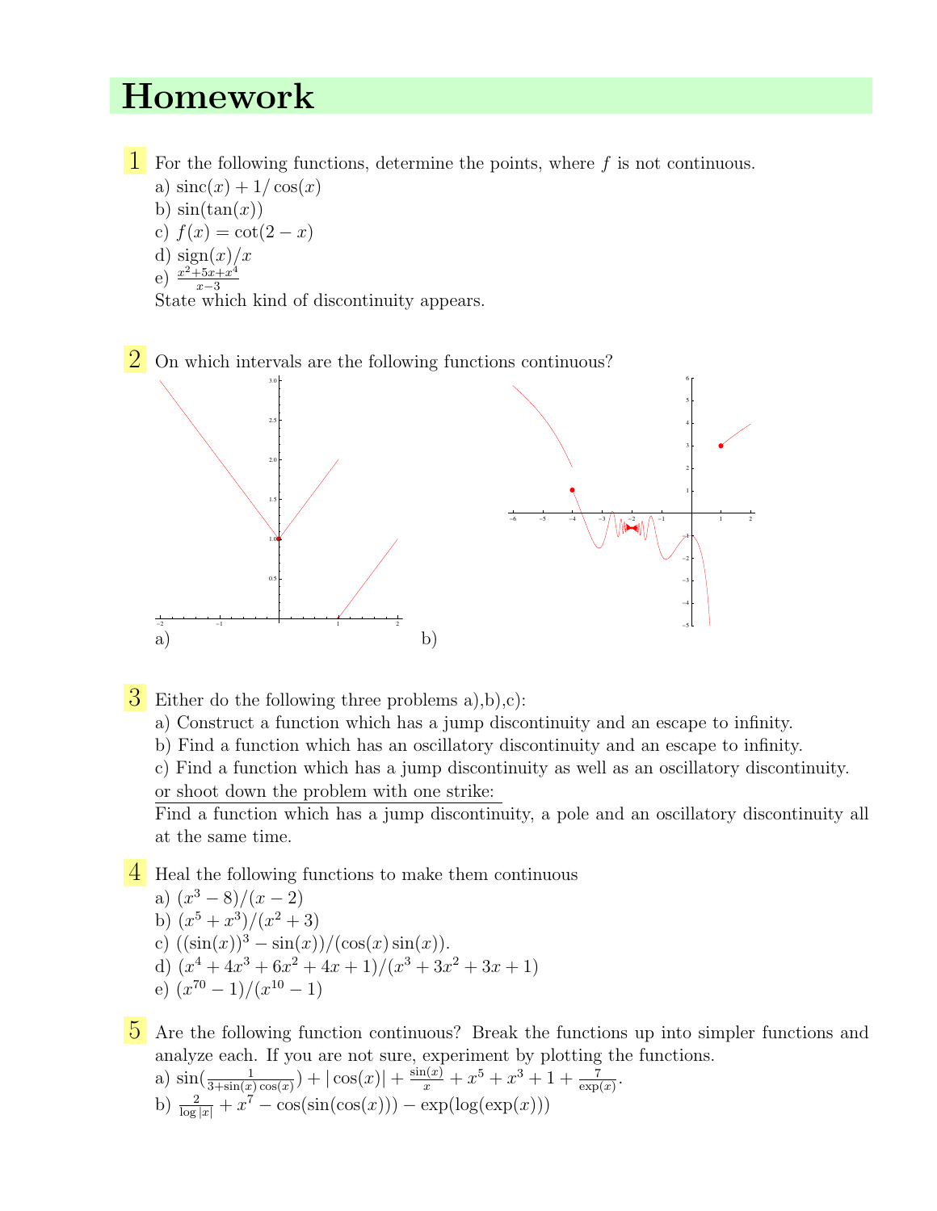# Homework

**1** For the following functions, determine the points, where $f$ is not continuous.

a) $\text{sinc}(x) + 1/\cos(x)$

b) $\sin(\tan(x))$

c) $f(x) = \cot(2 - x)$

d) $\text{sign}(x)/x$

e) $\frac{x^2+5x+x^4}{x-3}$

State which kind of discontinuity appears.

**2** On which intervals are the following functions continuous?

3.0
2.5
2.0
1.5
1.0
0.5
−2
−1
1
2

a)

6
5
4
3
2
1
−6
−5
−4
−3
−2
−1
1
2
−1
−2
−3
−4
−5

b)

**3** Either do the following three problems a),b),c):

a) Construct a function which has a jump discontinuity and an escape to infinity.

b) Find a function which has an oscillatory discontinuity and an escape to infinity.

c) Find a function which has a jump discontinuity as well as an oscillatory discontinuity.

or shoot down the problem with one strike:

Find a function which has a jump discontinuity, a pole and an oscillatory discontinuity all at the same time.

**4** Heal the following functions to make them continuous

a) $(x^3 - 8)/(x - 2)$

b) $(x^5 + x^3)/(x^2 + 3)$

c) $((\sin(x))^3 - \sin(x))/(\cos(x)\sin(x))$.

d) $(x^4 + 4x^3 + 6x^2 + 4x + 1)/(x^3 + 3x^2 + 3x + 1)$

e) $(x^{70} - 1)/(x^{10} - 1)$

**5** Are the following function continuous? Break the functions up into simpler functions and analyze each. If you are not sure, experiment by plotting the functions.

a) $\sin(\frac{1}{3+\sin(x)\cos(x)}) + |\cos(x)| + \frac{\sin(x)}{x} + x^5 + x^3 + 1 + \frac{7}{\exp(x)}$.

b) $\frac{2}{\log|x|} + x^7 - \cos(\sin(\cos(x))) - \exp(\log(\exp(x)))$